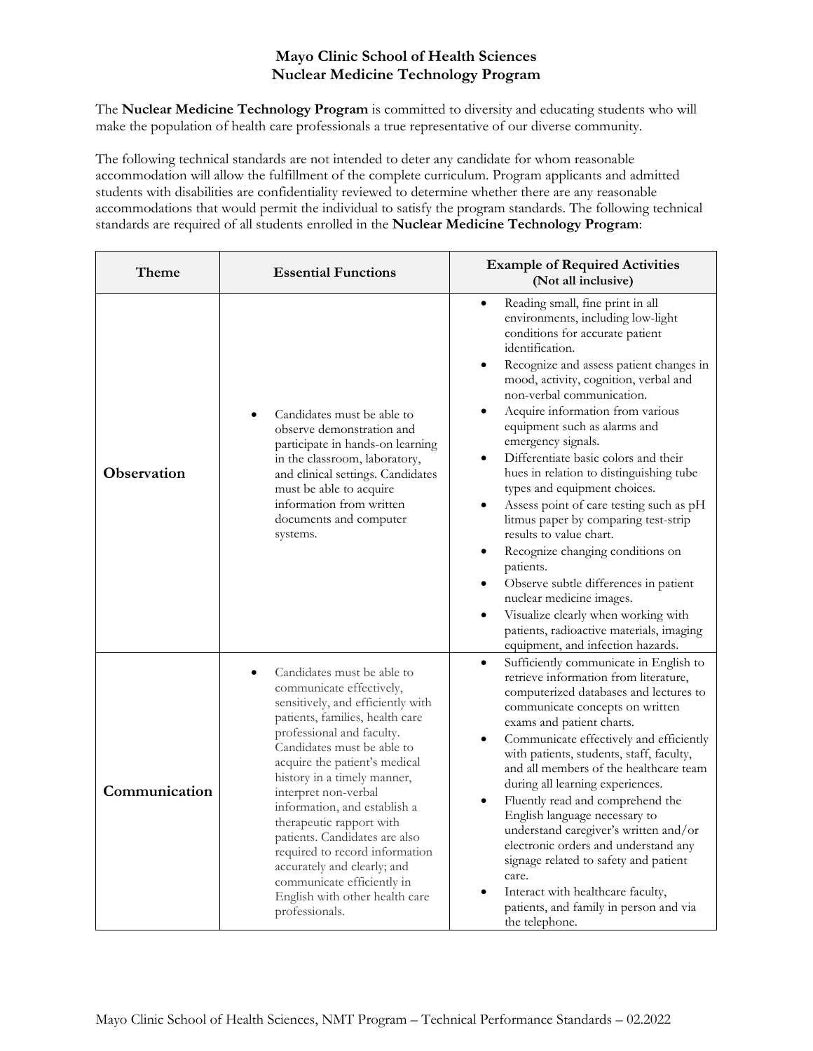# Mayo Clinic School of Health Sciences
## Nuclear Medicine Technology Program

The **Nuclear Medicine Technology Program** is committed to diversity and educating students who will make the population of health care professionals a true representative of our diverse community.

The following technical standards are not intended to deter any candidate for whom reasonable accommodation will allow the fulfillment of the complete curriculum. Program applicants and admitted students with disabilities are confidentiality reviewed to determine whether there are any reasonable accommodations that would permit the individual to satisfy the program standards. The following technical standards are required of all students enrolled in the **Nuclear Medicine Technology Program**:

| Theme | Essential Functions | Example of Required Activities (Not all inclusive) |
|---|---|---|
| **Observation** | • Candidates must be able to observe demonstration and participate in hands-on learning in the classroom, laboratory, and clinical settings. Candidates must be able to acquire information from written documents and computer systems. | • Reading small, fine print in all environments, including low-light conditions for accurate patient identification.<br>• Recognize and assess patient changes in mood, activity, cognition, verbal and non-verbal communication.<br>• Acquire information from various equipment such as alarms and emergency signals.<br>• Differentiate basic colors and their hues in relation to distinguishing tube types and equipment choices.<br>• Assess point of care testing such as pH litmus paper by comparing test-strip results to value chart.<br>• Recognize changing conditions on patients.<br>• Observe subtle differences in patient nuclear medicine images.<br>• Visualize clearly when working with patients, radioactive materials, imaging equipment, and infection hazards. |
| **Communication** | • Candidates must be able to communicate effectively, sensitively, and efficiently with patients, families, health care professional and faculty. Candidates must be able to acquire the patient's medical history in a timely manner, interpret non-verbal information, and establish a therapeutic rapport with patients. Candidates are also required to record information accurately and clearly; and communicate efficiently in English with other health care professionals. | • Sufficiently communicate in English to retrieve information from literature, computerized databases and lectures to communicate concepts on written exams and patient charts.<br>• Communicate effectively and efficiently with patients, students, staff, faculty, and all members of the healthcare team during all learning experiences.<br>• Fluently read and comprehend the English language necessary to understand caregiver's written and/or electronic orders and understand any signage related to safety and patient care.<br>• Interact with healthcare faculty, patients, and family in person and via the telephone. |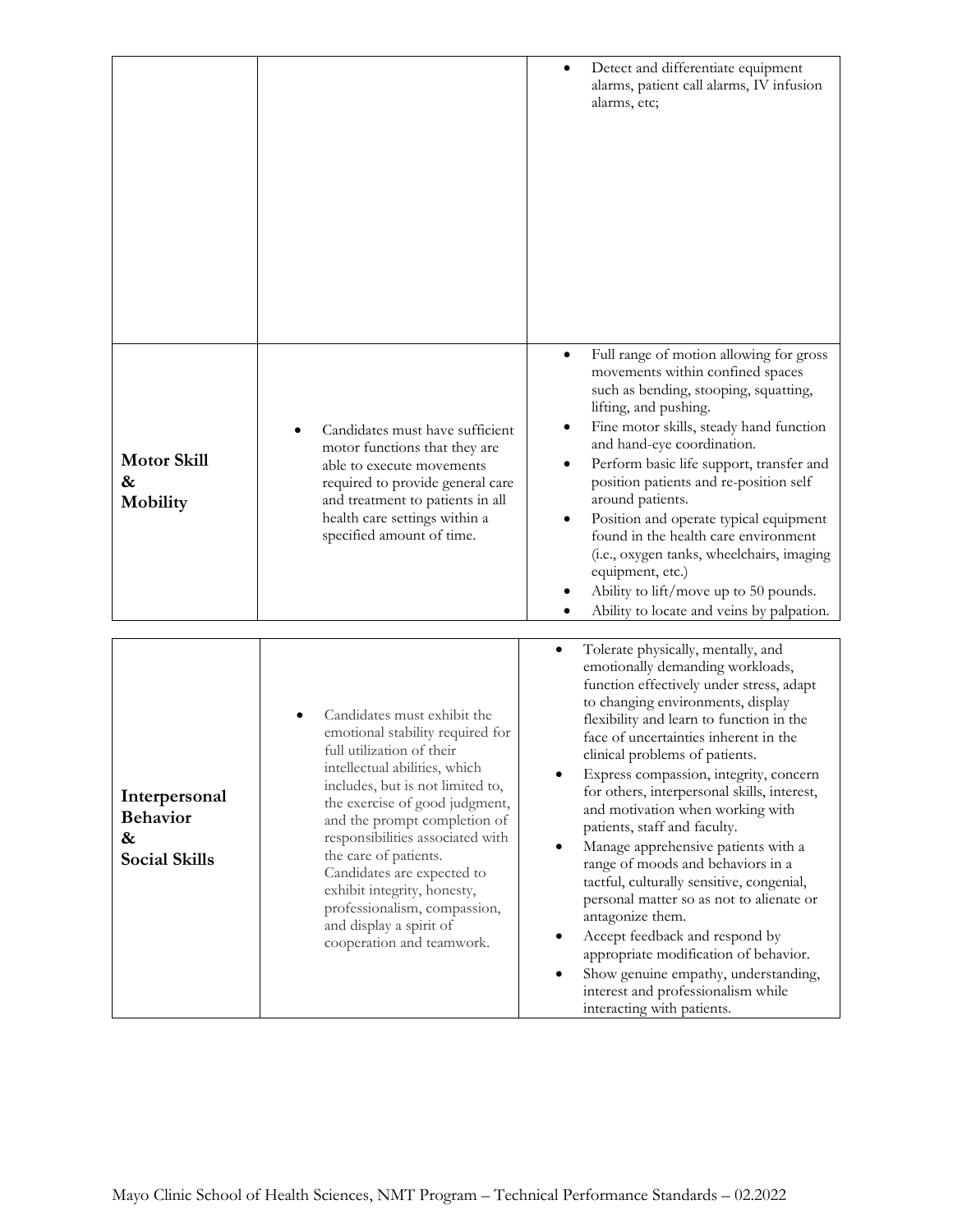| | | |
|---|---|---|
| | | • Detect and differentiate equipment alarms, patient call alarms, IV infusion alarms, etc; |
| **Motor Skill & Mobility** | • Candidates must have sufficient motor functions that they are able to execute movements required to provide general care and treatment to patients in all health care settings within a specified amount of time. | • Full range of motion allowing for gross movements within confined spaces such as bending, stooping, squatting, lifting, and pushing.<br>• Fine motor skills, steady hand function and hand-eye coordination.<br>• Perform basic life support, transfer and position patients and re-position self around patients.<br>• Position and operate typical equipment found in the health care environment (i.e., oxygen tanks, wheelchairs, imaging equipment, etc.)<br>• Ability to lift/move up to 50 pounds.<br>• Ability to locate and veins by palpation. |

| | | |
|---|---|---|
| **Interpersonal Behavior & Social Skills** | • Candidates must exhibit the emotional stability required for full utilization of their intellectual abilities, which includes, but is not limited to, the exercise of good judgment, and the prompt completion of responsibilities associated with the care of patients. Candidates are expected to exhibit integrity, honesty, professionalism, compassion, and display a spirit of cooperation and teamwork. | • Tolerate physically, mentally, and emotionally demanding workloads, function effectively under stress, adapt to changing environments, display flexibility and learn to function in the face of uncertainties inherent in the clinical problems of patients.<br>• Express compassion, integrity, concern for others, interpersonal skills, interest, and motivation when working with patients, staff and faculty.<br>• Manage apprehensive patients with a range of moods and behaviors in a tactful, culturally sensitive, congenial, personal matter so as not to alienate or antagonize them.<br>• Accept feedback and respond by appropriate modification of behavior.<br>• Show genuine empathy, understanding, interest and professionalism while interacting with patients. |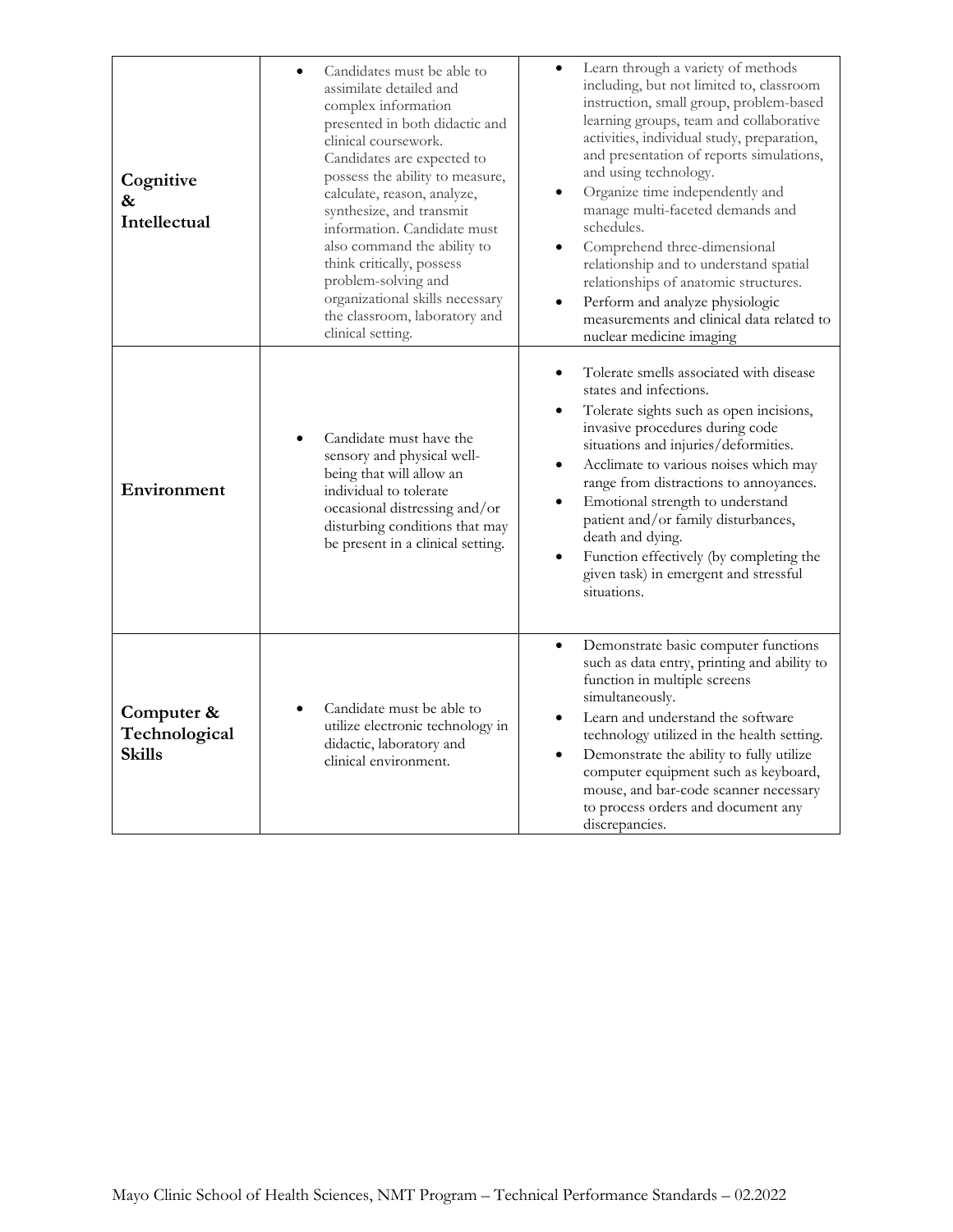| | | |
|---|---|---|
| **Cognitive & Intellectual** | • Candidates must be able to assimilate detailed and complex information presented in both didactic and clinical coursework. Candidates are expected to possess the ability to measure, calculate, reason, analyze, synthesize, and transmit information. Candidate must also command the ability to think critically, possess problem-solving and organizational skills necessary the classroom, laboratory and clinical setting. | • Learn through a variety of methods including, but not limited to, classroom instruction, small group, problem-based learning groups, team and collaborative activities, individual study, preparation, and presentation of reports simulations, and using technology.<br>• Organize time independently and manage multi-faceted demands and schedules.<br>• Comprehend three-dimensional relationship and to understand spatial relationships of anatomic structures.<br>• Perform and analyze physiologic measurements and clinical data related to nuclear medicine imaging |
| **Environment** | • Candidate must have the sensory and physical well-being that will allow an individual to tolerate occasional distressing and/or disturbing conditions that may be present in a clinical setting. | • Tolerate smells associated with disease states and infections.<br>• Tolerate sights such as open incisions, invasive procedures during code situations and injuries/deformities.<br>• Acclimate to various noises which may range from distractions to annoyances.<br>• Emotional strength to understand patient and/or family disturbances, death and dying.<br>• Function effectively (by completing the given task) in emergent and stressful situations. |
| **Computer & Technological Skills** | • Candidate must be able to utilize electronic technology in didactic, laboratory and clinical environment. | • Demonstrate basic computer functions such as data entry, printing and ability to function in multiple screens simultaneously.<br>• Learn and understand the software technology utilized in the health setting.<br>• Demonstrate the ability to fully utilize computer equipment such as keyboard, mouse, and bar-code scanner necessary to process orders and document any discrepancies. |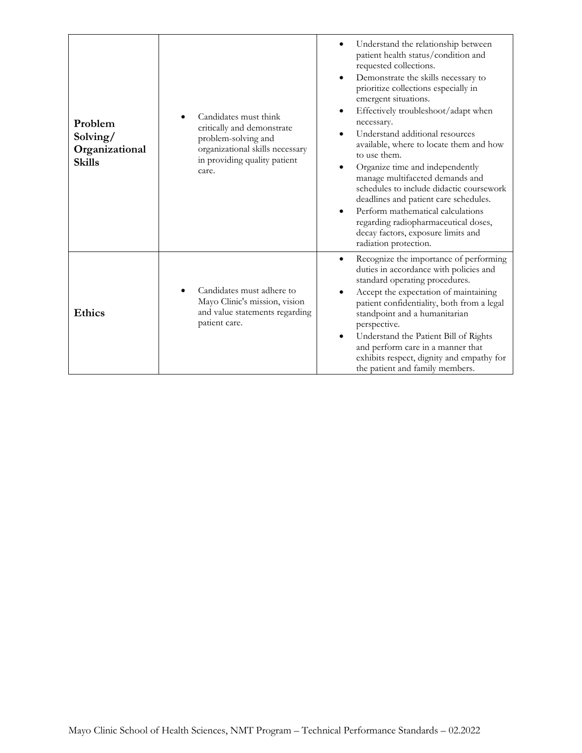| | | |
|---|---|---|
| **Problem Solving/ Organizational Skills** | • Candidates must think critically and demonstrate problem-solving and organizational skills necessary in providing quality patient care. | • Understand the relationship between patient health status/condition and requested collections.<br>• Demonstrate the skills necessary to prioritize collections especially in emergent situations.<br>• Effectively troubleshoot/adapt when necessary.<br>• Understand additional resources available, where to locate them and how to use them.<br>• Organize time and independently manage multifaceted demands and schedules to include didactic coursework deadlines and patient care schedules.<br>• Perform mathematical calculations regarding radiopharmaceutical doses, decay factors, exposure limits and radiation protection. |
| **Ethics** | • Candidates must adhere to Mayo Clinic's mission, vision and value statements regarding patient care. | • Recognize the importance of performing duties in accordance with policies and standard operating procedures.<br>• Accept the expectation of maintaining patient confidentiality, both from a legal standpoint and a humanitarian perspective.<br>• Understand the Patient Bill of Rights and perform care in a manner that exhibits respect, dignity and empathy for the patient and family members. |